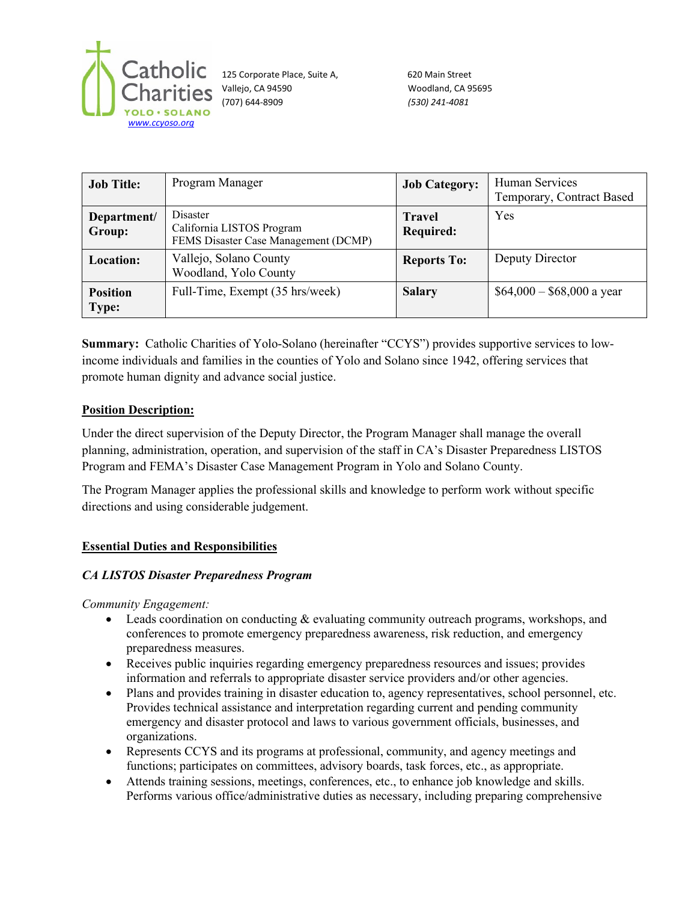Catholic Charities
YOLO • SOLANO
www.ccyoso.org

125 Corporate Place, Suite A,
Vallejo, CA 94590
(707) 644-8909

620 Main Street
Woodland, CA 95695
*(530) 241-4081*

| **Job Title:** | Program Manager | **Job Category:** | Human Services<br>Temporary, Contract Based |
|---|---|---|---|
| **Department/ Group:** | Disaster<br>California LISTOS Program<br>FEMS Disaster Case Management (DCMP) | **Travel Required:** | Yes |
| **Location:** | Vallejo, Solano County<br>Woodland, Yolo County | **Reports To:** | Deputy Director |
| **Position Type:** | Full-Time, Exempt (35 hrs/week) | **Salary** | $64,000 – $68,000 a year |

**Summary:** Catholic Charities of Yolo-Solano (hereinafter "CCYS") provides supportive services to low-income individuals and families in the counties of Yolo and Solano since 1942, offering services that promote human dignity and advance social justice.

## Position Description:

Under the direct supervision of the Deputy Director, the Program Manager shall manage the overall planning, administration, operation, and supervision of the staff in CA's Disaster Preparedness LISTOS Program and FEMA's Disaster Case Management Program in Yolo and Solano County.

The Program Manager applies the professional skills and knowledge to perform work without specific directions and using considerable judgement.

## Essential Duties and Responsibilities

### *CA LISTOS Disaster Preparedness Program*

*Community Engagement:*

- Leads coordination on conducting & evaluating community outreach programs, workshops, and conferences to promote emergency preparedness awareness, risk reduction, and emergency preparedness measures.
- Receives public inquiries regarding emergency preparedness resources and issues; provides information and referrals to appropriate disaster service providers and/or other agencies.
- Plans and provides training in disaster education to, agency representatives, school personnel, etc. Provides technical assistance and interpretation regarding current and pending community emergency and disaster protocol and laws to various government officials, businesses, and organizations.
- Represents CCYS and its programs at professional, community, and agency meetings and functions; participates on committees, advisory boards, task forces, etc., as appropriate.
- Attends training sessions, meetings, conferences, etc., to enhance job knowledge and skills. Performs various office/administrative duties as necessary, including preparing comprehensive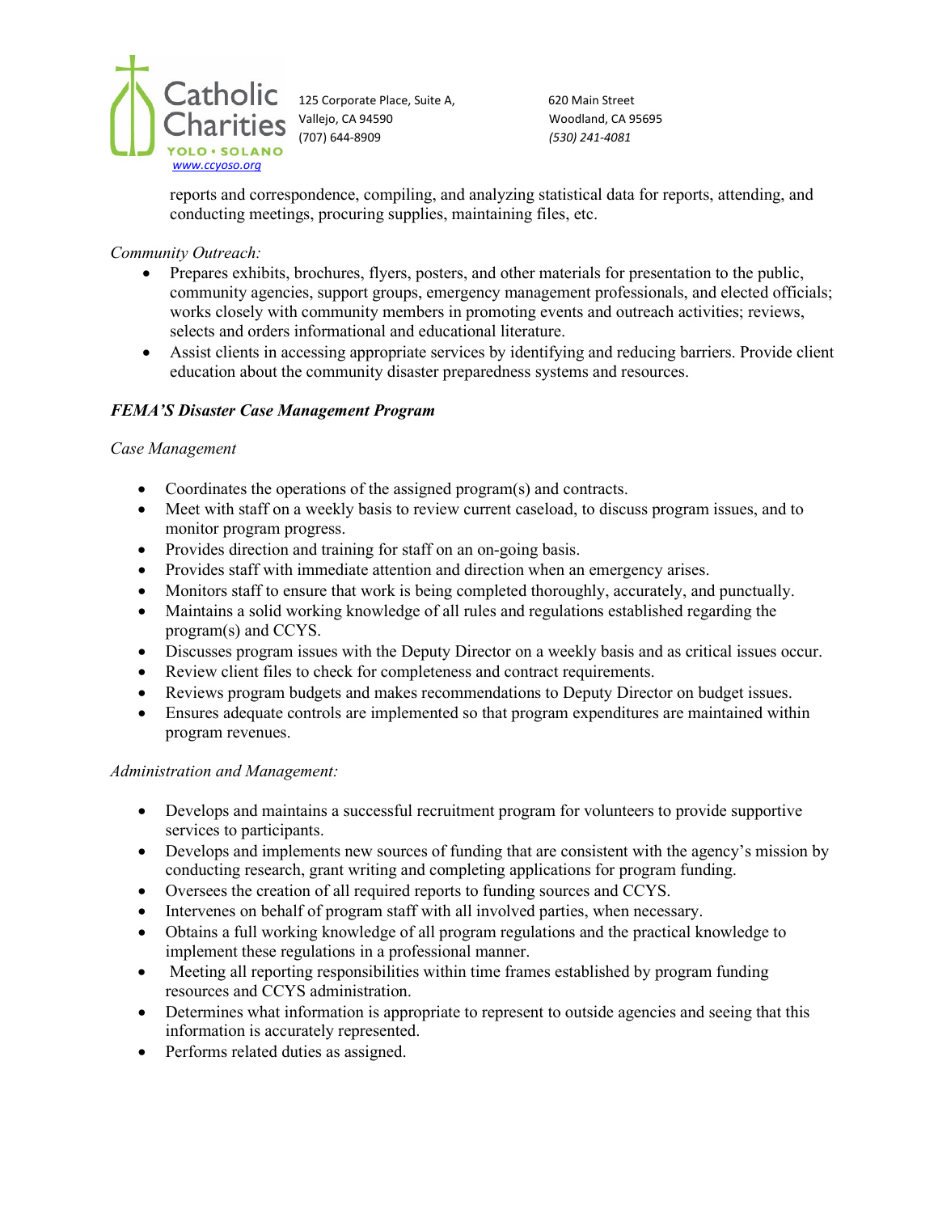reports and correspondence, compiling, and analyzing statistical data for reports, attending, and conducting meetings, procuring supplies, maintaining files, etc.

*Community Outreach:*

- Prepares exhibits, brochures, flyers, posters, and other materials for presentation to the public, community agencies, support groups, emergency management professionals, and elected officials; works closely with community members in promoting events and outreach activities; reviews, selects and orders informational and educational literature.
- Assist clients in accessing appropriate services by identifying and reducing barriers. Provide client education about the community disaster preparedness systems and resources.

***FEMA'S Disaster Case Management Program***

*Case Management*

- Coordinates the operations of the assigned program(s) and contracts.
- Meet with staff on a weekly basis to review current caseload, to discuss program issues, and to monitor program progress.
- Provides direction and training for staff on an on-going basis.
- Provides staff with immediate attention and direction when an emergency arises.
- Monitors staff to ensure that work is being completed thoroughly, accurately, and punctually.
- Maintains a solid working knowledge of all rules and regulations established regarding the program(s) and CCYS.
- Discusses program issues with the Deputy Director on a weekly basis and as critical issues occur.
- Review client files to check for completeness and contract requirements.
- Reviews program budgets and makes recommendations to Deputy Director on budget issues.
- Ensures adequate controls are implemented so that program expenditures are maintained within program revenues.

*Administration and Management:*

- Develops and maintains a successful recruitment program for volunteers to provide supportive services to participants.
- Develops and implements new sources of funding that are consistent with the agency's mission by conducting research, grant writing and completing applications for program funding.
- Oversees the creation of all required reports to funding sources and CCYS.
- Intervenes on behalf of program staff with all involved parties, when necessary.
- Obtains a full working knowledge of all program regulations and the practical knowledge to implement these regulations in a professional manner.
- Meeting all reporting responsibilities within time frames established by program funding resources and CCYS administration.
- Determines what information is appropriate to represent to outside agencies and seeing that this information is accurately represented.
- Performs related duties as assigned.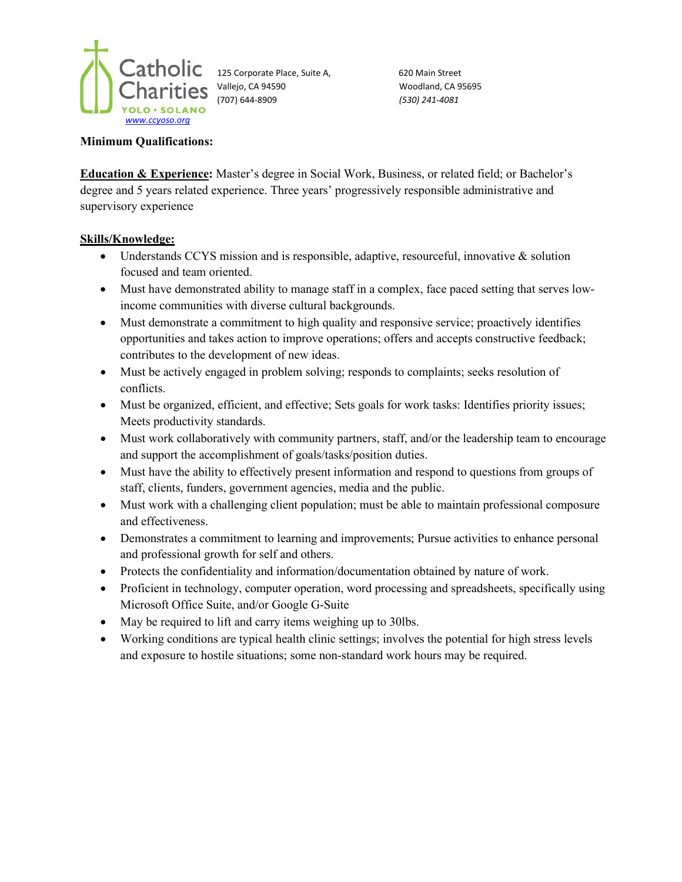**Minimum Qualifications:**

**Education & Experience:** Master's degree in Social Work, Business, or related field; or Bachelor's degree and 5 years related experience. Three years' progressively responsible administrative and supervisory experience

**Skills/Knowledge:**

- Understands CCYS mission and is responsible, adaptive, resourceful, innovative & solution focused and team oriented.
- Must have demonstrated ability to manage staff in a complex, face paced setting that serves low-income communities with diverse cultural backgrounds.
- Must demonstrate a commitment to high quality and responsive service; proactively identifies opportunities and takes action to improve operations; offers and accepts constructive feedback; contributes to the development of new ideas.
- Must be actively engaged in problem solving; responds to complaints; seeks resolution of conflicts.
- Must be organized, efficient, and effective; Sets goals for work tasks: Identifies priority issues; Meets productivity standards.
- Must work collaboratively with community partners, staff, and/or the leadership team to encourage and support the accomplishment of goals/tasks/position duties.
- Must have the ability to effectively present information and respond to questions from groups of staff, clients, funders, government agencies, media and the public.
- Must work with a challenging client population; must be able to maintain professional composure and effectiveness.
- Demonstrates a commitment to learning and improvements; Pursue activities to enhance personal and professional growth for self and others.
- Protects the confidentiality and information/documentation obtained by nature of work.
- Proficient in technology, computer operation, word processing and spreadsheets, specifically using Microsoft Office Suite, and/or Google G-Suite
- May be required to lift and carry items weighing up to 30lbs.
- Working conditions are typical health clinic settings; involves the potential for high stress levels and exposure to hostile situations; some non-standard work hours may be required.